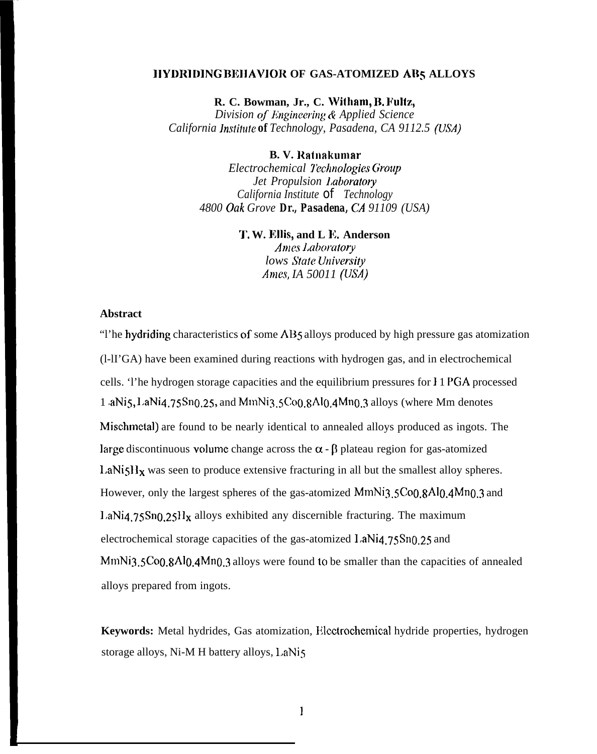# HYDRIDING BEHAVIOR OF GAS-ATOMIZED $AB_5$ ALLOYS

**R. C. Bowman, Jr., C. Witham, B. Fultz,**
*Division of Engineering & Applied Science*
*California Institute of Technology, Pasadena, CA 91125 (USA)*

**B. V. Ratnakumar**
*Electrochemical Technologies Group*
*Jet Propulsion Laboratory*
*California Institute of Technology*
*4800 Oak Grove Dr., Pasadena, CA 91109 (USA)*

**T. W. Ellis, and I. E. Anderson**
*Ames Laboratory*
*Iowa State University*
*Ames, IA 50011 (USA)*

**Abstract**

The hydriding characteristics of some $AB_5$ alloys produced by high pressure gas atomization (HPGA) have been examined during reactions with hydrogen gas, and in electrochemical cells. The hydrogen storage capacities and the equilibrium pressures for HPGA processed $LaNi_5$, $LaNi_{4.75}Sn_{0.25}$, and $MmNi_{3.5}Co_{0.8}Al_{0.4}Mn_{0.3}$ alloys (where Mm denotes Mischmetal) are found to be nearly identical to annealed alloys produced as ingots. The large discontinuous volume change across the $\alpha$ - $\beta$ plateau region for gas-atomized $LaNi_5H_x$ was seen to produce extensive fracturing in all but the smallest alloy spheres. However, only the largest spheres of the gas-atomized $MmNi_{3.5}Co_{0.8}Al_{0.4}Mn_{0.3}$ and $LaNi_{4.75}Sn_{0.25}H_x$ alloys exhibited any discernible fracturing. The maximum electrochemical storage capacities of the gas-atomized $LaNi_{4.75}Sn_{0.25}$ and $MmNi_{3.5}Co_{0.8}Al_{0.4}Mn_{0.3}$ alloys were found to be smaller than the capacities of annealed alloys prepared from ingots.

**Keywords:** Metal hydrides, Gas atomization, Electrochemical hydride properties, hydrogen storage alloys, Ni-MH battery alloys, $LaNi_5$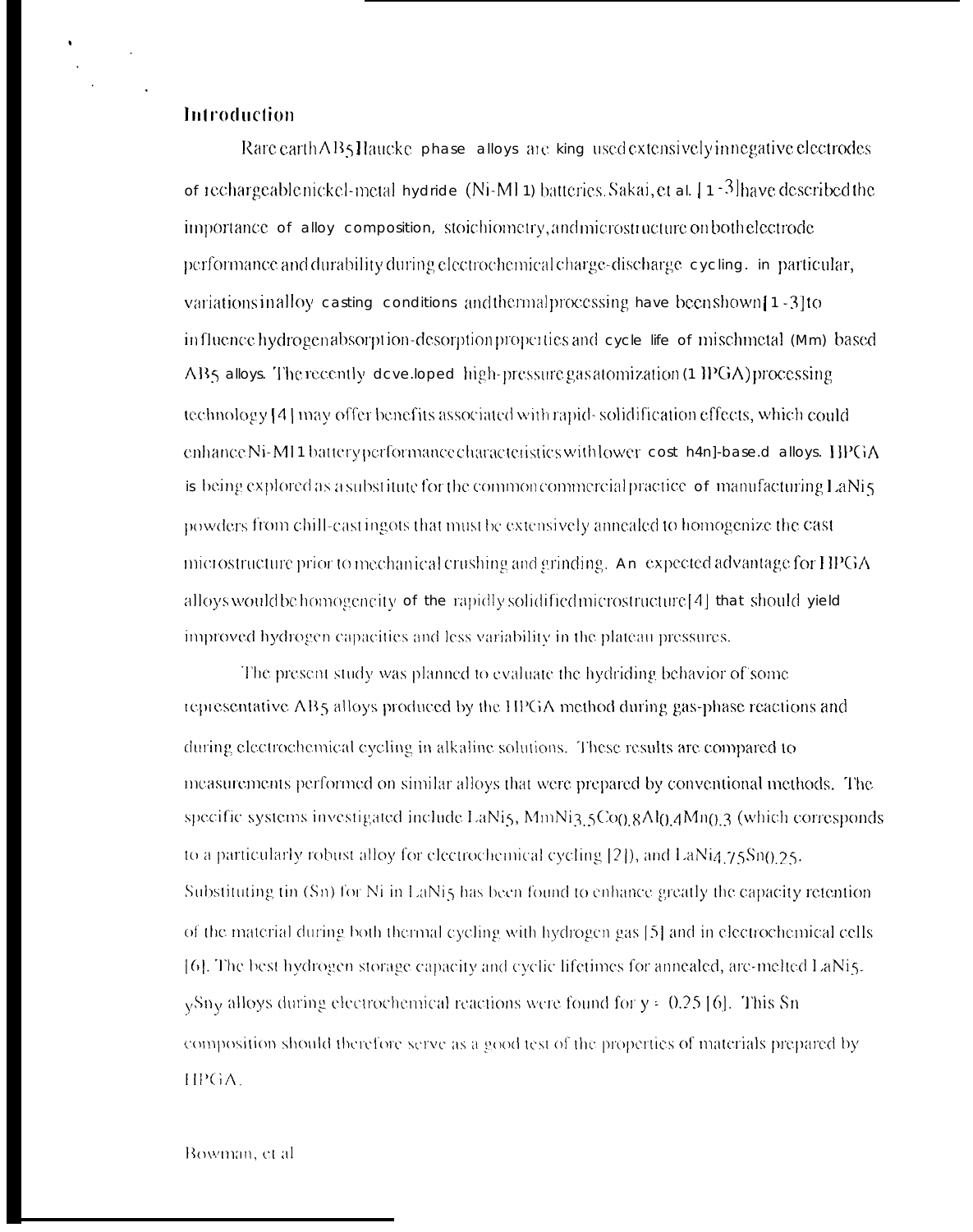## Introduction

Rare earth $AB_5$ Haucke phase alloys are being used extensively in negative electrodes of rechargeable nickel-metal hydride (Ni-MH) batteries. Sakai, et al. [1-3] have described the importance of alloy composition, stoichiometry, and microstructure on both electrode performance and durability during electrochemical charge-discharge cycling. In particular, variations in alloy casting conditions and thermal processing have been shown [1-3] to influence hydrogen absorption-desorption properties and cycle life of mischmetal (Mm) based $AB_5$ alloys. The recently developed high-pressure gas atomization (HPGA) processing technology [4] may offer benefits associated with rapid-solidification effects, which could enhance Ni-MH battery performance characteristics with lower cost Mm-based alloys. HPGA is being explored as a substitute for the common commercial practice of manufacturing $LaNi_5$ powders from chill-cast ingots that must be extensively annealed to homogenize the cast microstructure prior to mechanical crushing and grinding. An expected advantage for HPGA alloys would be homogeneity of the rapidly solidified microstructure [4] that should yield improved hydrogen capacities and less variability in the plateau pressures.

The present study was planned to evaluate the hydriding behavior of some representative $AB_5$ alloys produced by the HPGA method during gas-phase reactions and during electrochemical cycling in alkaline solutions. These results are compared to measurements performed on similar alloys that were prepared by conventional methods. The specific systems investigated include $LaNi_5$, $MmNi_{3.5}Co_{0.8}Al_{0.4}Mn_{0.3}$ (which corresponds to a particularly robust alloy for electrochemical cycling [2]), and $LaNi_{4.75}Sn_{0.25}$. Substituting tin (Sn) for Ni in $LaNi_5$ has been found to enhance greatly the capacity retention of the material during both thermal cycling with hydrogen gas [5] and in electrochemical cells [6]. The best hydrogen storage capacity and cyclic lifetimes for annealed, arc-melted $LaNi_{5-y}Sn_y$ alloys during electrochemical reactions were found for $y = 0.25$ [6]. This Sn composition should therefore serve as a good test of the properties of materials prepared by HPGA.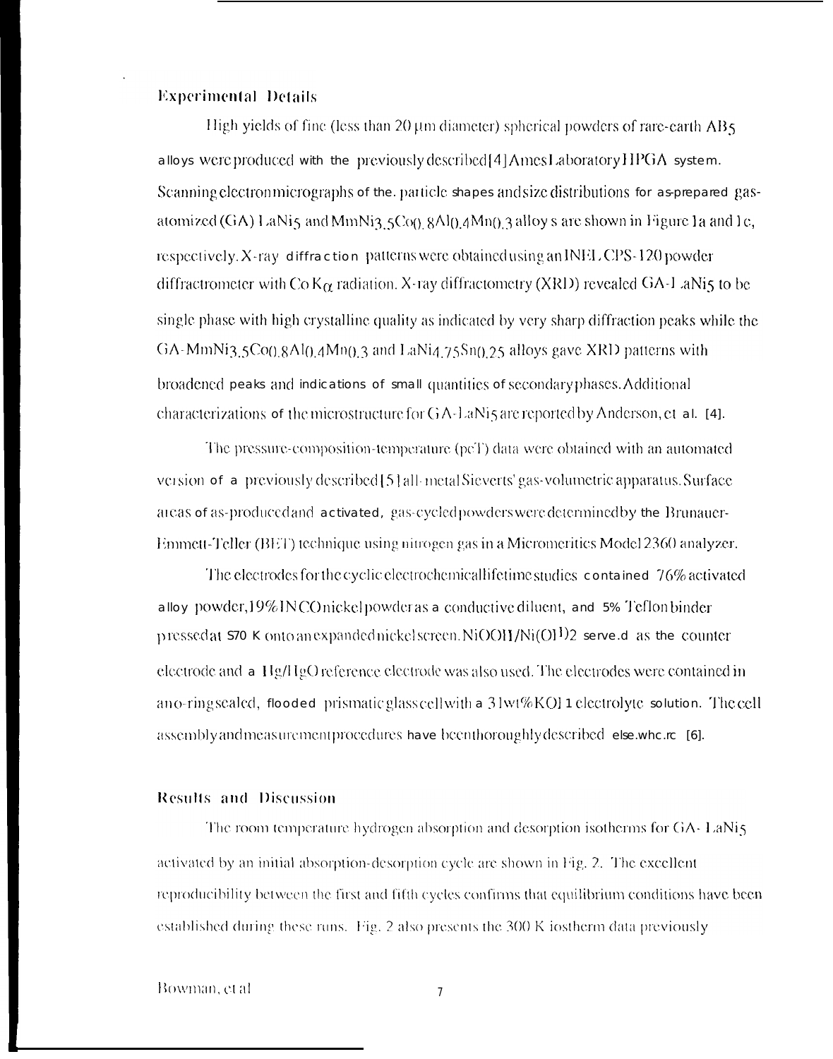## Experimental Details

High yields of fine (less than 20 μm diameter) spherical powders of rare-earth $AB_5$ alloys were produced with the previously described [4] Ames Laboratory HPGA system. Scanning electron micrographs of the particle shapes and size distributions for as-prepared gas-atomized (GA) $LaNi_5$ and $MmNi_{3.5}Co_{0.8}Al_{0.4}Mn_{0.3}$ alloys are shown in Figure 1a and 1c, respectively. X-ray diffraction patterns were obtained using an INEL CPS-120 powder diffractrometer with Co $K_\alpha$ radiation. X-ray diffractometry (XRD) revealed GA-$LaNi_5$ to be single phase with high crystalline quality as indicated by very sharp diffraction peaks while the GA-$MmNi_{3.5}Co_{0.8}Al_{0.4}Mn_{0.3}$ and $LaNi_{4.75}Sn_{0.25}$ alloys gave XRD patterns with broadened peaks and indications of small quantities of secondary phases. Additional characterizations of the microstructure for GA-$LaNi_5$ are reported by Anderson, et al. [4].

The pressure-composition-temperature (pcT) data were obtained with an automated version of a previously described [5] all-metal Sieverts' gas-volumetric apparatus. Surface areas of as-produced and activated, gas-cycled powders were determined by the Brunauer-Emmett-Teller (BET) technique using nitrogen gas in a Micromeritics Model 2360 analyzer.

The electrodes for the cyclic electrochemical lifetime studies contained 76% activated alloy powder, 19% INCO nickel powder as a conductive diluent, and 5% Teflon binder pressed at 570 K onto an expanded nickel screen. $NiOOH/Ni(OH)_2$ served as the counter electrode and a Hg/HgO reference electrode was also used. The electrodes were contained in an o-ring sealed, flooded prismatic glass cell with a 31 wt% KOH electrolyte solution. The cell assembly and measurement procedures have been thoroughly described elsewhere [6].

## Results and Discussion

The room temperature hydrogen absorption and desorption isotherms for GA-$LaNi_5$ activated by an initial absorption-desorption cycle are shown in Fig. 2. The excellent reproducibility between the first and fifth cycles confirms that equilibrium conditions have been established during these runs. Fig. 2 also presents the 300 K iostherm data previously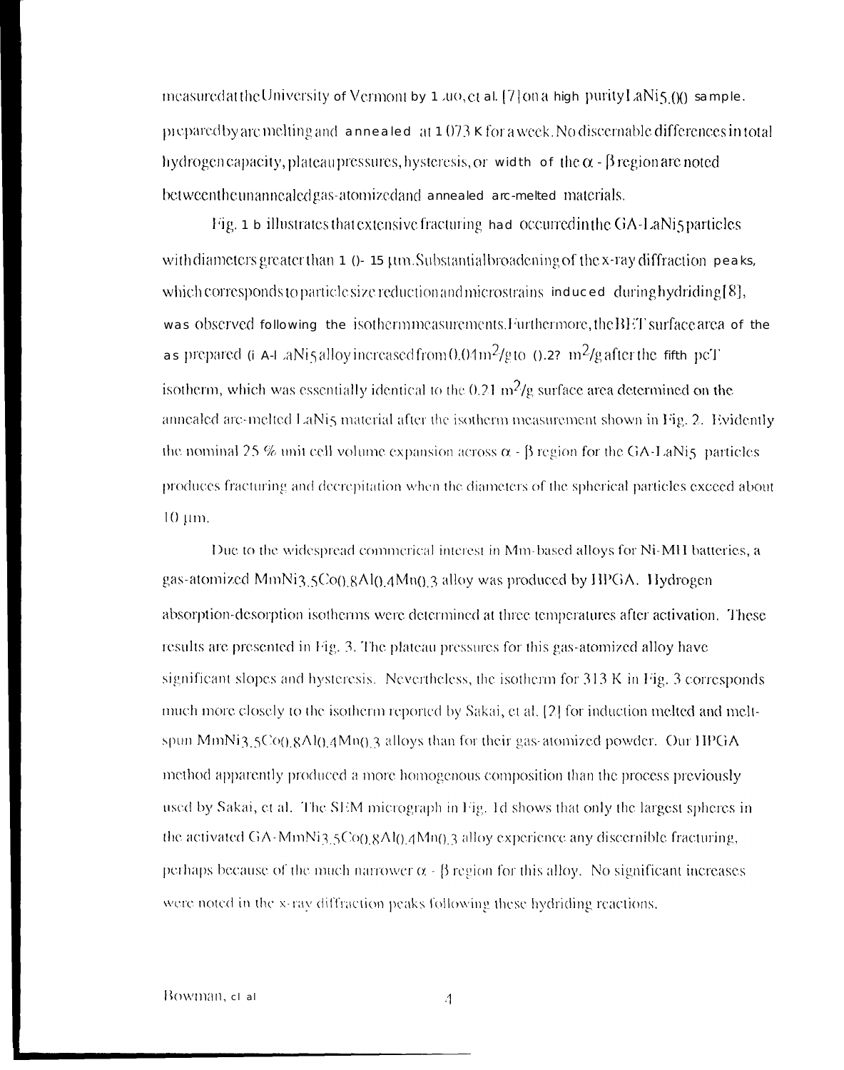measured at the University of Vermont by Luo, et al. [7] on a high purity $LaNi_{5.00}$ sample. prepared by arc melting and annealed at 1073 K for a week. No discernable differences in total hydrogen capacity, plateau pressures, hysteresis, or width of the $\alpha$ - $\beta$ region are noted between the unannealed gas-atomized and annealed arc-melted materials.

Fig. 1 b illustrates that extensive fracturing had occurred in the GA-$LaNi_5$ particles with diameters greater than 10- 15 μm. Substantial broadening of the x-ray diffraction peaks, which corresponds to particle size reduction and microstrains induced during hydriding [8], was observed following the isotherm measurements. Furthermore, the BET surface area of the as prepared GA-$LaNi_5$ alloy increased from 0.04 $m^2$/g to 0.2? $m^2$/g after the fifth pcT isotherm, which was essentially identical to the 0.21 $m^2$/g surface area determined on the annealed arc-melted $LaNi_5$ material after the isotherm measurement shown in Fig. 2. Evidently the nominal 25 % unit cell volume expansion across $\alpha$ - $\beta$ region for the GA-$LaNi_5$ particles produces fracturing and decrepitation when the diameters of the spherical particles exceed about 10 μm.

Due to the widespread commercial interest in Mm-based alloys for Ni-MH batteries, a gas-atomized $MmNi_{3.5}Co_{0.8}Al_{0.4}Mn_{0.3}$ alloy was produced by HPGA. Hydrogen absorption-desorption isotherms were determined at three temperatures after activation. These results are presented in Fig. 3. The plateau pressures for this gas-atomized alloy have significant slopes and hysteresis. Nevertheless, the isotherm for 313 K in Fig. 3 corresponds much more closely to the isotherm reported by Sakai, et al. [2] for induction melted and melt-spun $MmNi_{3.5}Co_{0.8}Al_{0.4}Mn_{0.3}$ alloys than for their gas-atomized powder. Our HPGA method apparently produced a more homogenous composition than the process previously used by Sakai, et al. The SEM micrograph in Fig. 1d shows that only the largest spheres in the activated GA-$MmNi_{3.5}Co_{0.8}Al_{0.4}Mn_{0.3}$ alloy experience any discernible fracturing, perhaps because of the much narrower $\alpha$ - $\beta$ region for this alloy. No significant increases were noted in the x-ray diffraction peaks following these hydriding reactions.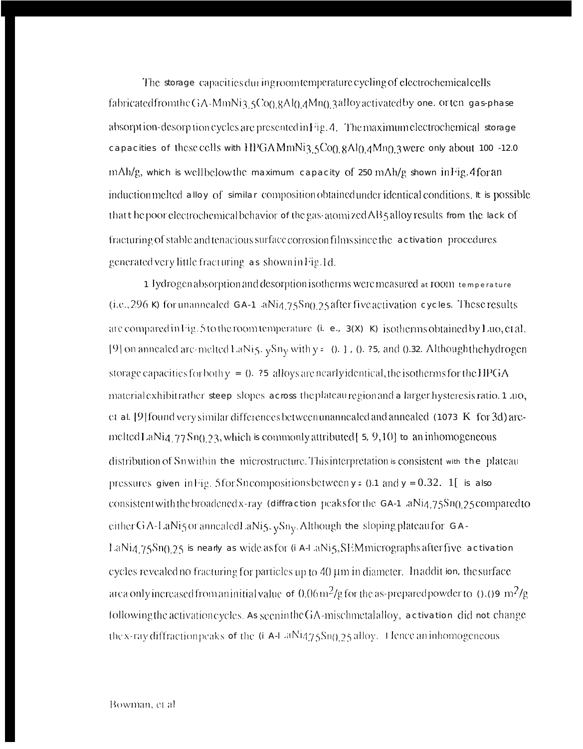The storage capacities during room temperature cycling of electrochemical cells fabricated from the GA-$MmNi_{3.5}Co_{0.8}Al_{0.4}Mn_{0.3}$ alloy activated by one or ten gas-phase absorption-desorption cycles are presented in Fig. 4. The maximum electrochemical storage capacities of these cells with HPGA $MmNi_{3.5}Co_{0.8}Al_{0.4}Mn_{0.3}$ were only about 100 -120 mAh/g, which is well below the maximum capacity of 250 mAh/g shown in Fig. 4 for an induction melted alloy of similar composition obtained under identical conditions. It is possible that the poor electrochemical behavior of the gas-atomized $AB_5$ alloy results from the lack of fracturing of stable and tenacious surface corrosion films since the activation procedures generated very little fracturing as shown in Fig. 1d.

Hydrogen absorption and desorption isotherms were measured at room temperature (i.e., 296 K) for unannealed GA-$LaNi_{4.75}Sn_{0.25}$ after five activation cycles. These results are compared in Fig. 5 to the room temperature (i.e., 300 K) isotherms obtained by Luo, et al. [9] on annealed arc-melted $LaNi_{5-y}Sn_y$ with y = 0.1, 0.25, and 0.32. Although the hydrogen storage capacities for both y = 0.25 alloys are nearly identical, the isotherms for the HPGA material exhibit rather steep slopes across the plateau region and a larger hysteresis ratio. Luo, et al. [9] found very similar differences between unannealed and annealed (1073 K for 3d) arc-melted $LaNi_{4.77}Sn_{0.23}$, which is commonly attributed [5, 9, 10] to an inhomogeneous distribution of Sn within the microstructure. This interpretation is consistent with the plateau pressures given in Fig. 5 for Sn compositions between y = 0.1 and y = 0.32. It is also consistent with the broadened x-ray diffraction peaks for the GA-$LaNi_{4.75}Sn_{0.25}$ compared to either GA-$LaNi_5$ or annealed $LaNi_{5-y}Sn_y$. Although the sloping plateau for GA-$LaNi_{4.75}Sn_{0.25}$ is nearly as wide as for GA-$LaNi_5$, SEM micrographs after five activation cycles revealed no fracturing for particles up to 40 μm in diameter. In addition, the surface area only increased from an initial value of 0.06 $m^2/g$ for the as-prepared powder to 0.09 $m^2/g$ following the activation cycles. As seen in the GA-mischmetal alloy, activation did not change the x-ray diffraction peaks of the GA-$LaNi_{4.75}Sn_{0.25}$ alloy. Hence an inhomogeneous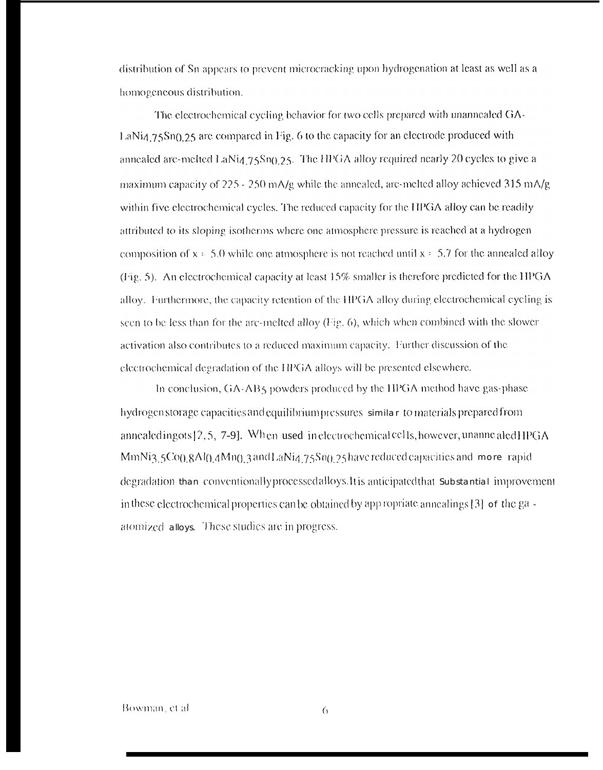distribution of Sn appears to prevent microcracking upon hydrogenation at least as well as a homogeneous distribution.

The electrochemical cycling behavior for two cells prepared with unannealed GA-$LaNi_{4.75}Sn_{0.25}$ are compared in Fig. 6 to the capacity for an electrode produced with annealed arc-melted $LaNi_{4.75}Sn_{0.25}$. The HPGA alloy required nearly 20 cycles to give a maximum capacity of 225 - 250 mA/g while the annealed, arc-melted alloy achieved 315 mA/g within five electrochemical cycles. The reduced capacity for the HPGA alloy can be readily attributed to its sloping isotherms where one atmosphere pressure is reached at a hydrogen composition of $x = 5.0$ while one atmosphere is not reached until $x = 5.7$ for the annealed alloy (Fig. 5). An electrochemical capacity at least 15% smaller is therefore predicted for the HPGA alloy. Furthermore, the capacity retention of the HPGA alloy during electrochemical cycling is seen to be less than for the arc-melted alloy (Fig. 6), which when combined with the slower activation also contributes to a reduced maximum capacity. Further discussion of the electrochemical degradation of the HPGA alloys will be presented elsewhere.

In conclusion, GA-$AB_5$ powders produced by the HPGA method have gas-phase hydrogen storage capacities and equilibrium pressures similar to materials prepared from annealed ingots [2, 5, 7-9]. When used in electrochemical cells, however, unannealed HPGA $MmNi_{3.5}Co_{0.8}Al_{0.4}Mn_{0.3}$ and $LaNi_{4.75}Sn_{0.25}$ have reduced capacities and more rapid degradation than conventionally processed alloys. It is anticipated that substantial improvement in these electrochemical properties can be obtained by appropriate annealings [3] of the gas-atomized alloys. These studies are in progress.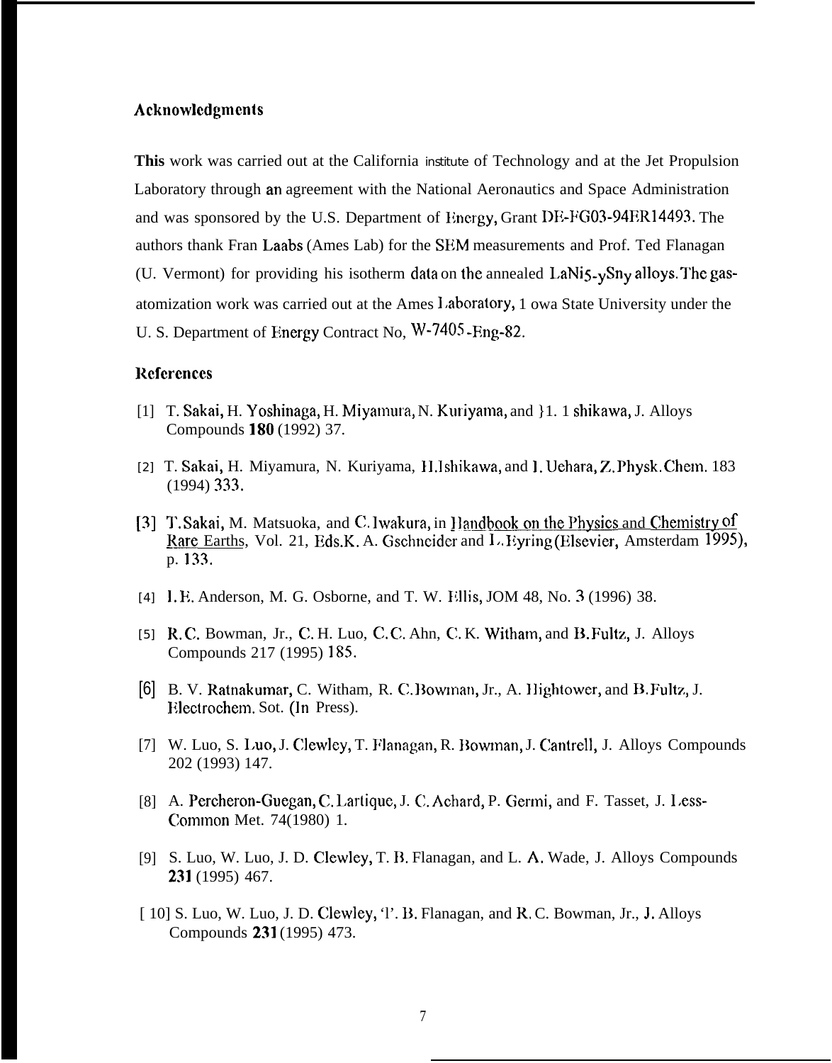## Acknowledgments

**This** work was carried out at the California institute of Technology and at the Jet Propulsion Laboratory through an agreement with the National Aeronautics and Space Administration and was sponsored by the U.S. Department of Energy, Grant DE-FG03-94ER14493. The authors thank Fran Laabs (Ames Lab) for the SEM measurements and Prof. Ted Flanagan (U. Vermont) for providing his isotherm data on the annealed $LaNi_{5-y}Sn_y$ alloys. The gas-atomization work was carried out at the Ames Laboratory, 1 owa State University under the U. S. Department of Energy Contract No, W-7405-Eng-82.

## References

[1] T. Sakai, H. Yoshinaga, H. Miyamura, N. Kuriyama, and }1. 1 shikawa, J. Alloys Compounds **180** (1992) 37.

[2] T. Sakai, H. Miyamura, N. Kuriyama, H.Ishikawa, and I. Uehara, Z. Physk. Chem. 183 (1994) 333.

[3] T. Sakai, M. Matsuoka, and C. Iwakura, in Handbook on the Physics and Chemistry of Rare Earths, Vol. 21, Eds.K. A. Gschneider and L. Eyring (Elsevier, Amsterdam 1995), p. 133.

[4] I. E. Anderson, M. G. Osborne, and T. W. Ellis, JOM 48, No. 3 (1996) 38.

[5] R. C. Bowman, Jr., C. H. Luo, C. C. Ahn, C. K. Witham, and B. Fultz, J. Alloys Compounds 217 (1995) 185.

[6] B. V. Ratnakumar, C. Witham, R. C. Bowman, Jr., A. Hightower, and B. Fultz, J. Electrochem. Sot. (In Press).

[7] W. Luo, S. Luo, J. Clewley, T. Flanagan, R. Bowman, J. Cantrell, J. Alloys Compounds 202 (1993) 147.

[8] A. Percheron-Guegan, C. Lartique, J. C. Achard, P. Germi, and F. Tasset, J. Less-Common Met. 74(1980) 1.

[9] S. Luo, W. Luo, J. D. Clewley, T. B. Flanagan, and L. A. Wade, J. Alloys Compounds **231** (1995) 467.

[10] S. Luo, W. Luo, J. D. Clewley, 'l'. B. Flanagan, and R. C. Bowman, Jr., J. Alloys Compounds **231** (1995) 473.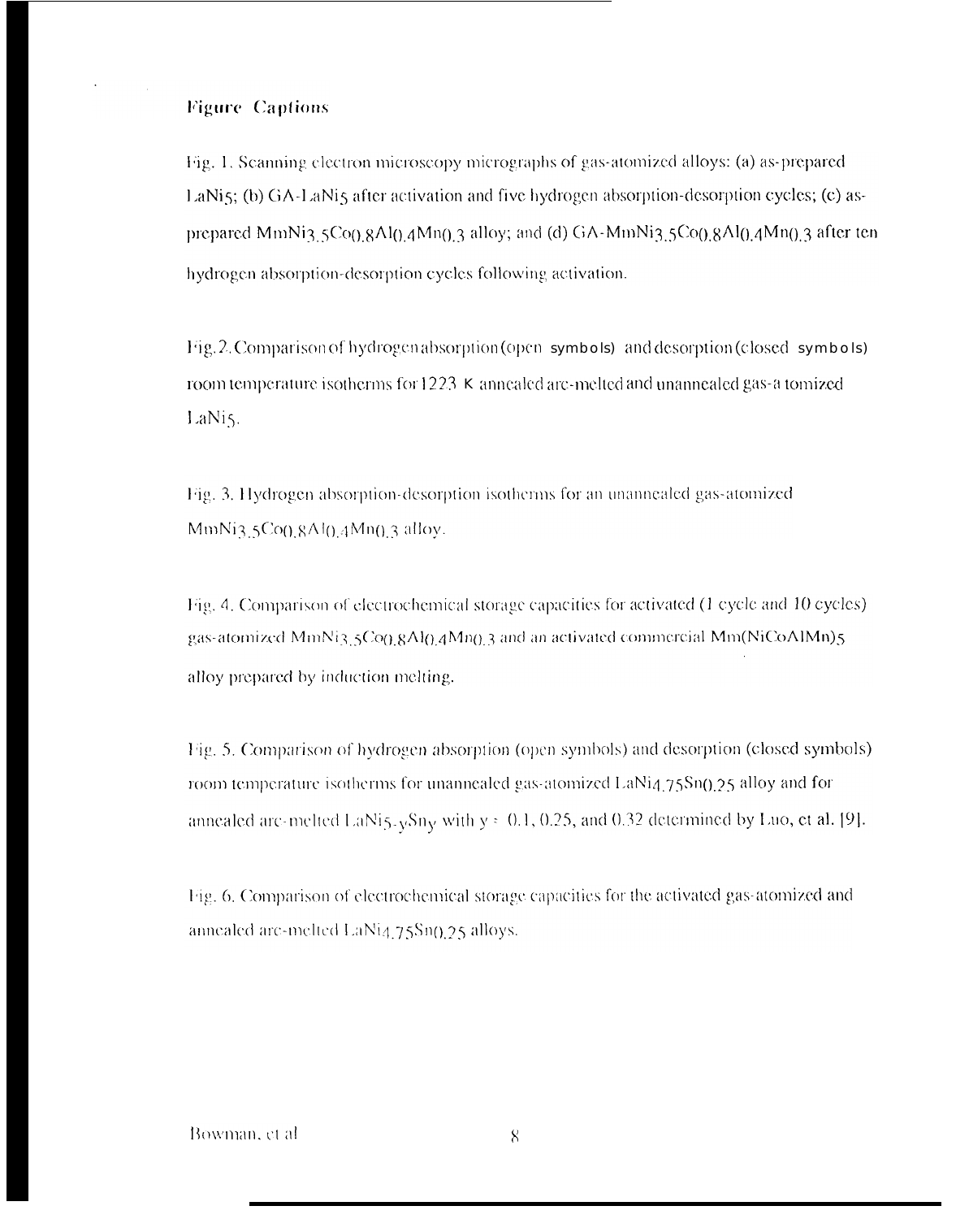## Figure Captions

Fig. 1. Scanning electron microscopy micrographs of gas-atomized alloys: (a) as-prepared $LaNi_5$; (b) GA-$LaNi_5$ after activation and five hydrogen absorption-desorption cycles; (c) as-prepared $MmNi_{3.5}Co_{0.8}Al_{0.4}Mn_{0.3}$ alloy; and (d) GA-$MmNi_{3.5}Co_{0.8}Al_{0.4}Mn_{0.3}$ after ten hydrogen absorption-desorption cycles following activation.

Fig. 2. Comparison of hydrogen absorption (open symbols) and desorption (closed symbols) room temperature isotherms for 1223 K annealed arc-melted and unannealed gas-atomized $LaNi_5$.

Fig. 3. Hydrogen absorption-desorption isotherms for an unannealed gas-atomized $MmNi_{3.5}Co_{0.8}Al_{0.4}Mn_{0.3}$ alloy.

Fig. 4. Comparison of electrochemical storage capacities for activated (1 cycle and 10 cycles) gas-atomized $MmNi_{3.5}Co_{0.8}Al_{0.4}Mn_{0.3}$ and an activated commercial $Mm(NiCoAlMn)_5$ alloy prepared by induction melting.

Fig. 5. Comparison of hydrogen absorption (open symbols) and desorption (closed symbols) room temperature isotherms for unannealed gas-atomized $LaNi_{4.75}Sn_{0.25}$ alloy and for annealed arc-melted $LaNi_{5-y}Sn_y$ with y = 0.1, 0.25, and 0.32 determined by Luo, et al. [9].

Fig. 6. Comparison of electrochemical storage capacities for the activated gas-atomized and annealed arc-melted $LaNi_{4.75}Sn_{0.25}$ alloys.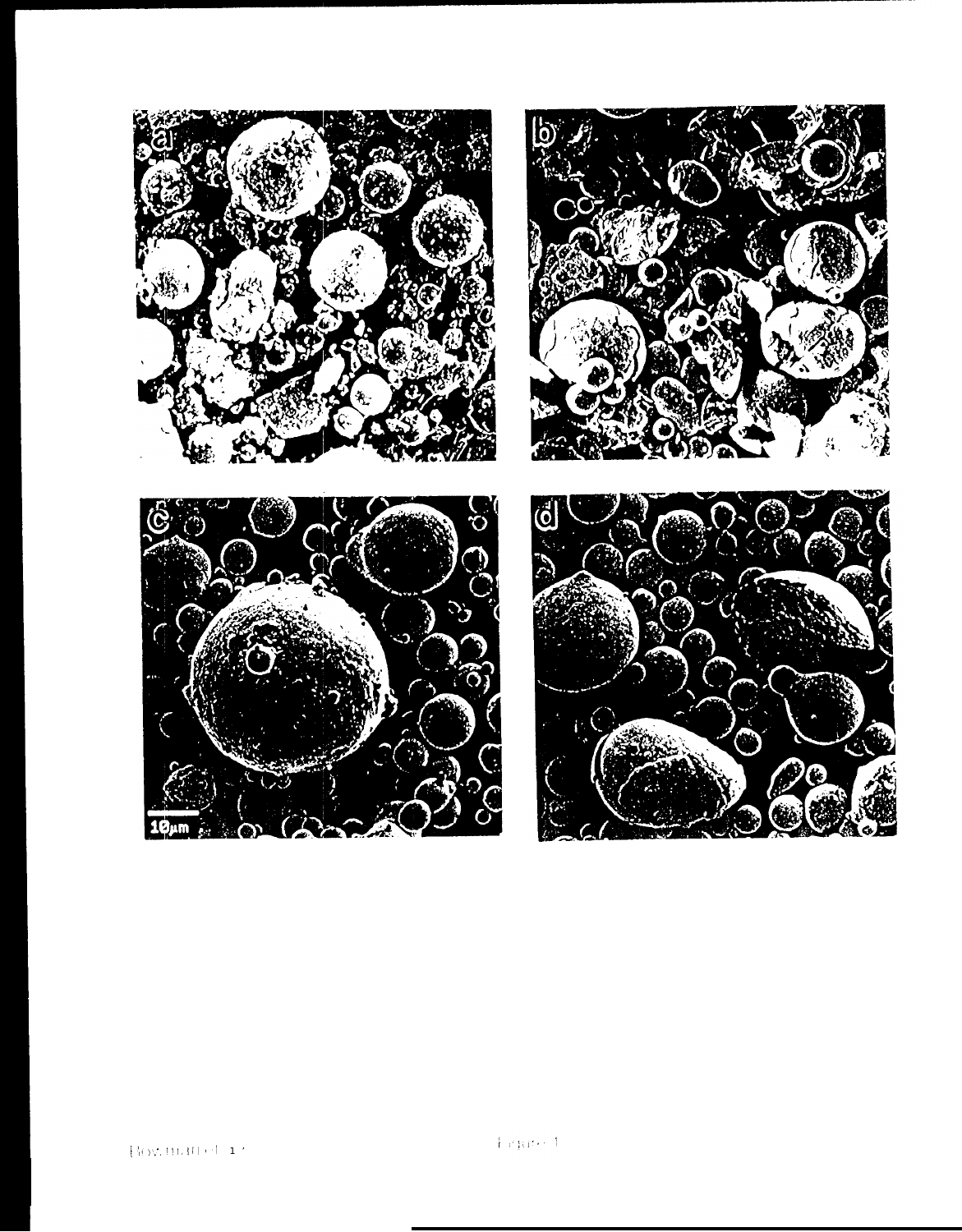Figure 1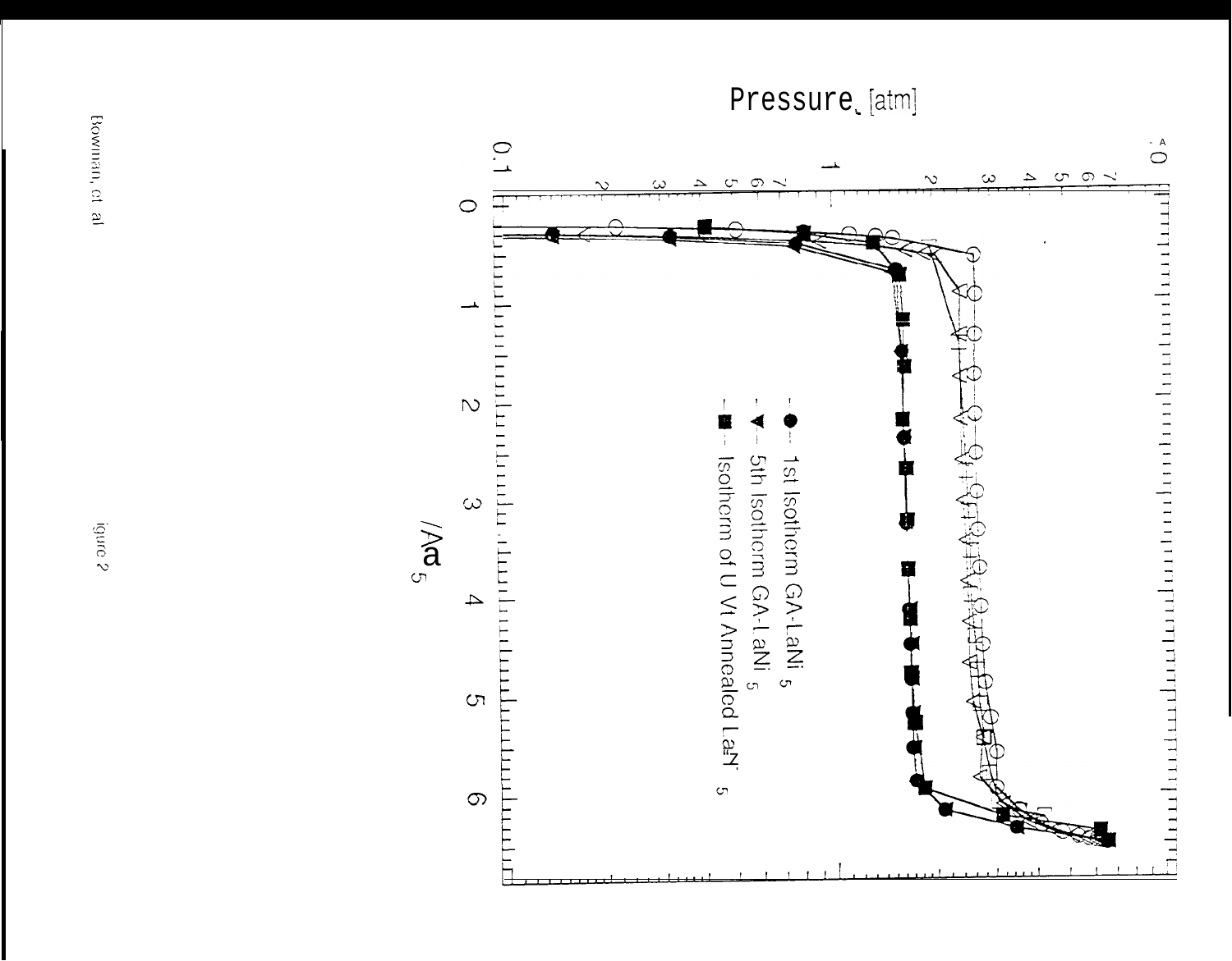Pressure, [atm]

- ● - 1st Isotherm GA-LaNi $_5$
- ▼ - 5th Isotherm GA-LaNi $_5$
- ■ - Isotherm of U Vt Annealed LaNi $_5$

Figure 2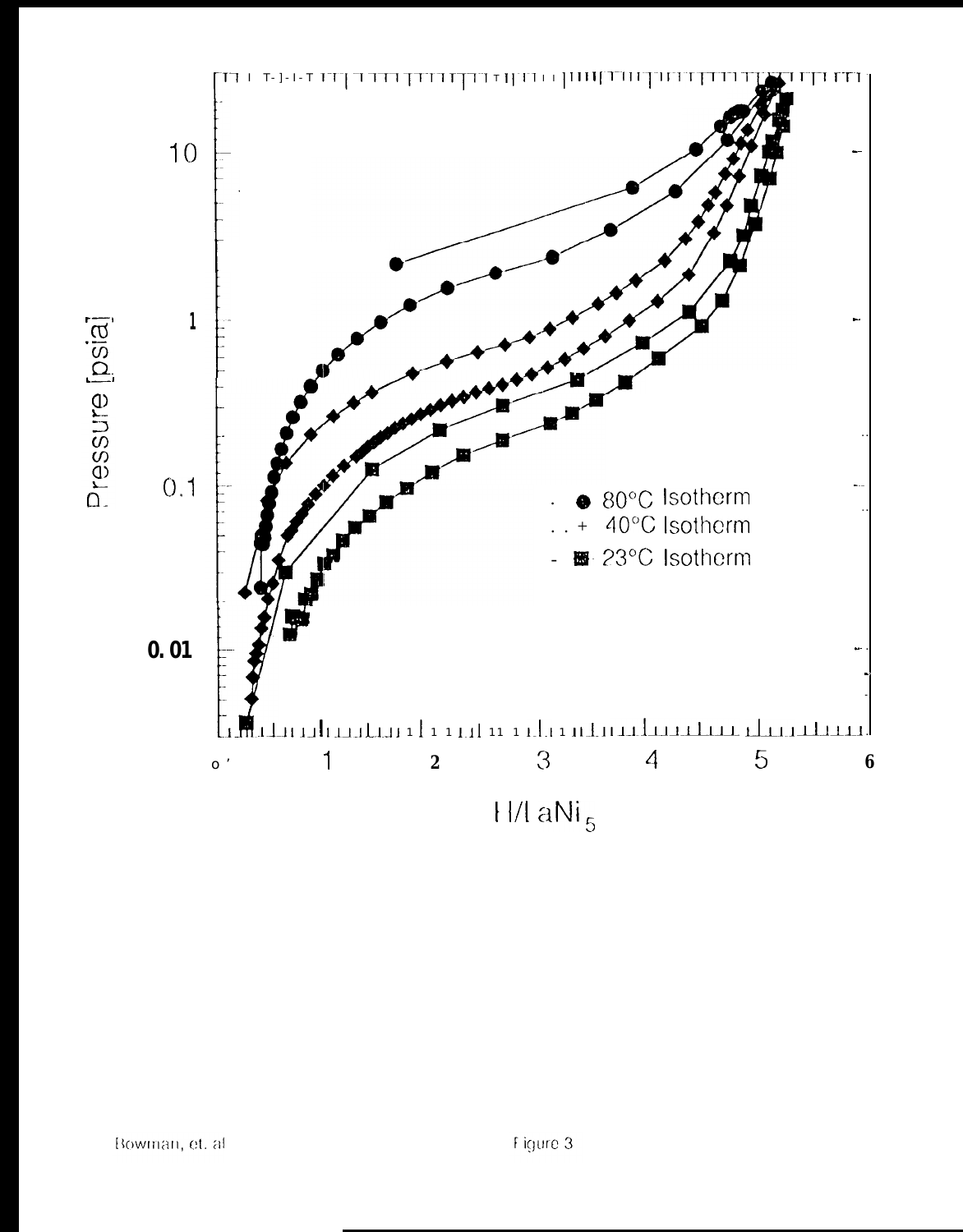Figure 3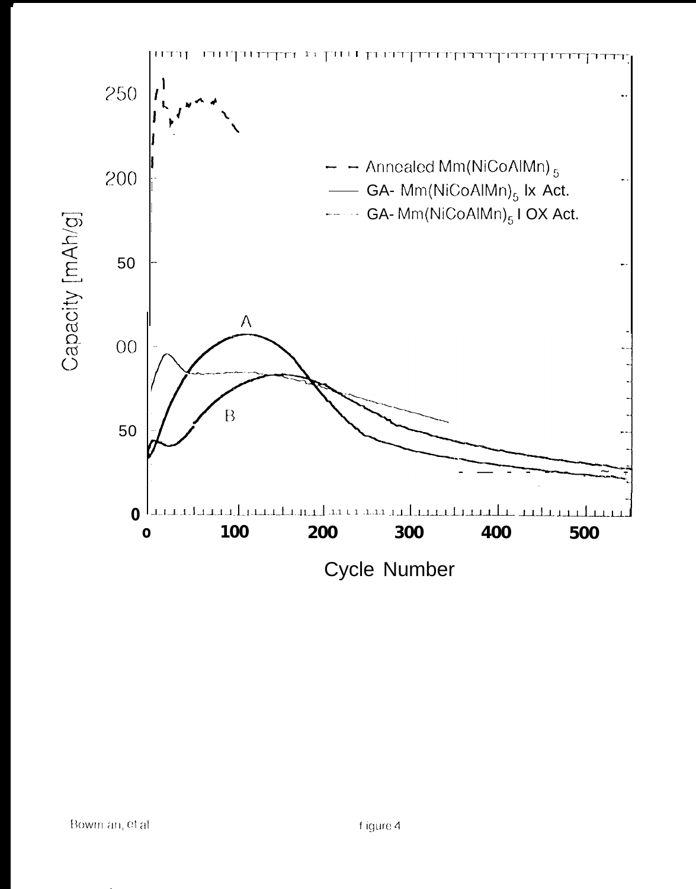Capacity [mAh/g]

Cycle Number

- Annealed $Mm(NiCoAlMn)_5$
- GA- $Mm(NiCoAlMn)_5$ Ix Act.
- GA- $Mm(NiCoAlMn)_5$ I OX Act.

A

B

figure 4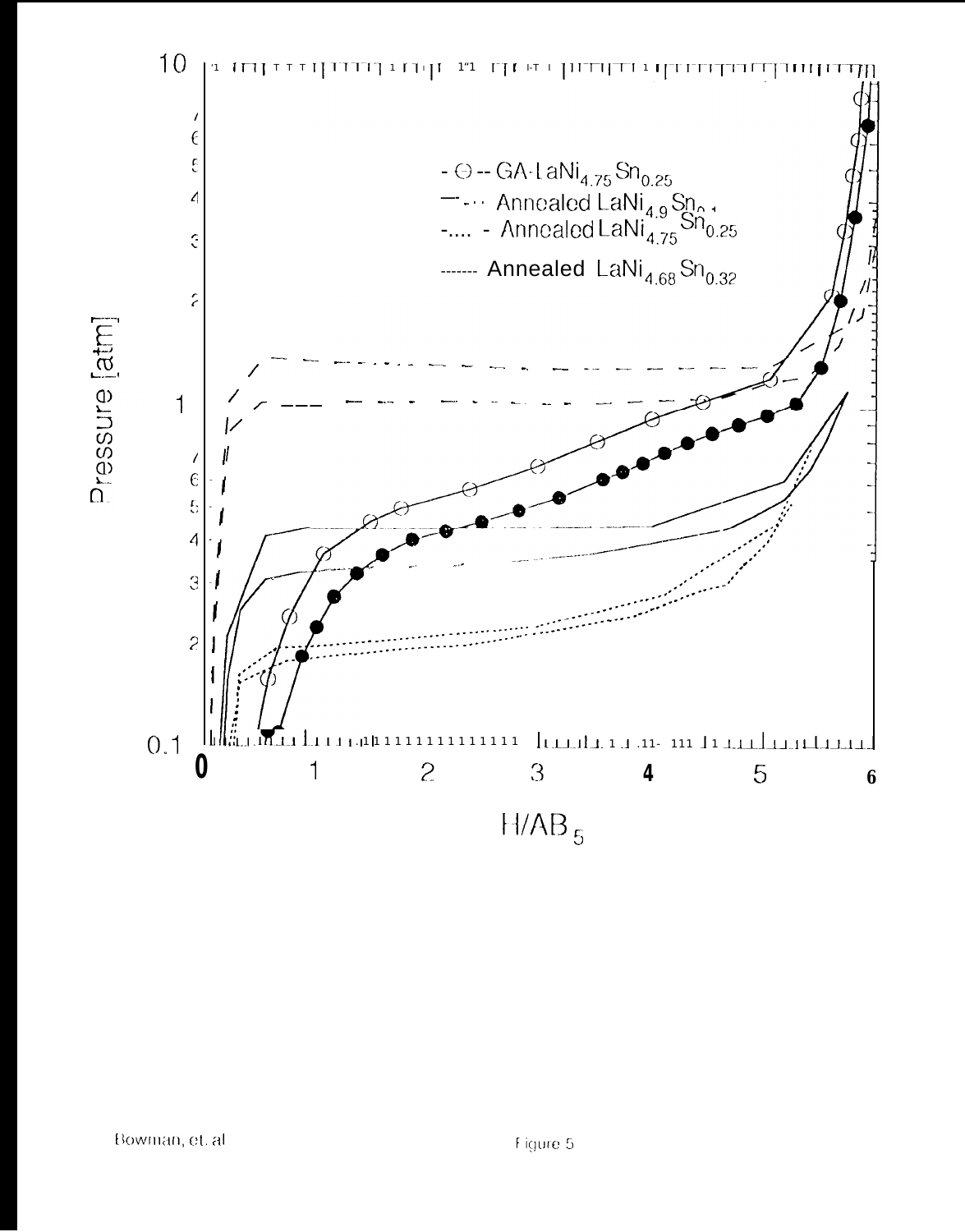- ⊖ -- GA-$LaNi_{4.75}Sn_{0.25}$
— · · · Annealed $LaNi_{4.9}Sn_{0.1}$
- . . . . - Annealed $LaNi_{4.75}Sn_{0.25}$
------ Annealed $LaNi_{4.68}Sn_{0.32}$

Pressure [atm]

$H/AB_5$

Figure 5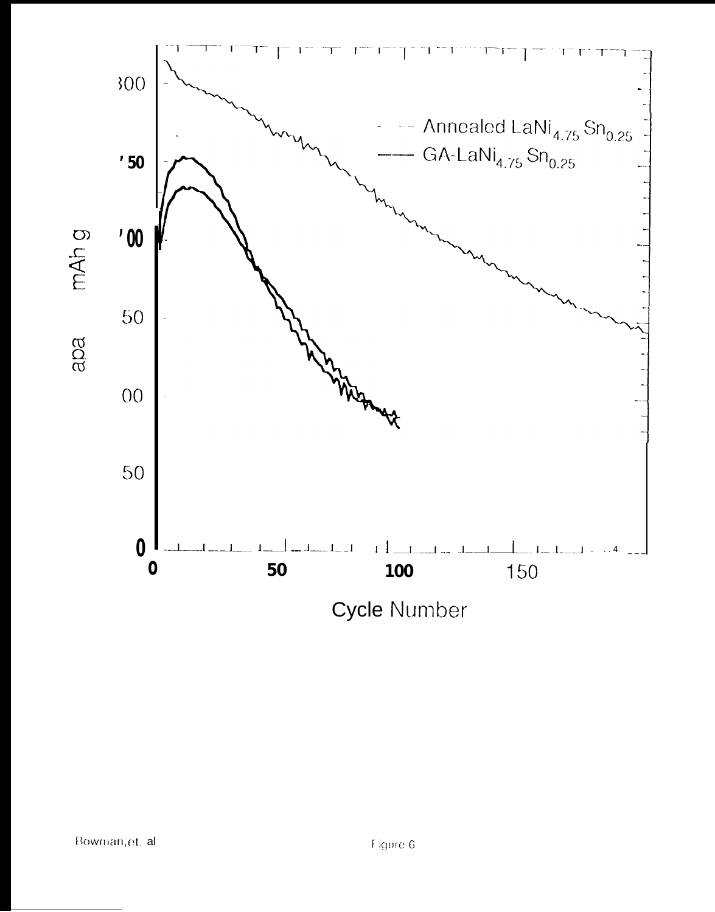300

'50

'00

50

00

50

0

apa mAh g

- -- Annealed $LaNi_{4.75}Sn_{0.25}$

—— GA-$LaNi_{4.75}Sn_{0.25}$

0 50 100 150

Cycle Number

Figure 6